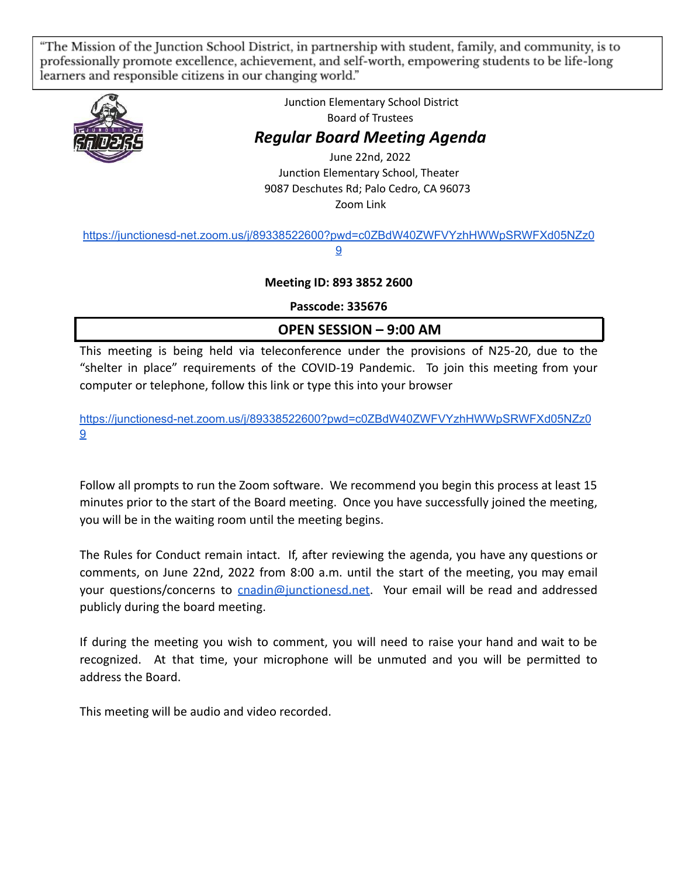"The Mission of the Junction School District, in partnership with student, family, and community, is to professionally promote excellence, achievement, and self-worth, empowering students to be life-long learners and responsible citizens in our changing world."

Junction Elementary School District
Board of Trustees

# *Regular Board Meeting Agenda*

June 22nd, 2022
Junction Elementary School, Theater
9087 Deschutes Rd; Palo Cedro, CA 96073
Zoom Link

https://junctionesd-net.zoom.us/j/89338522600?pwd=c0ZBdW40ZWFVYzhHWWpSRWFXd05NZz09

**Meeting ID: 893 3852 2600**

**Passcode: 335676**

## OPEN SESSION – 9:00 AM

This meeting is being held via teleconference under the provisions of N25-20, due to the "shelter in place" requirements of the COVID-19 Pandemic. To join this meeting from your computer or telephone, follow this link or type this into your browser

https://junctionesd-net.zoom.us/j/89338522600?pwd=c0ZBdW40ZWFVYzhHWWpSRWFXd05NZz09

Follow all prompts to run the Zoom software. We recommend you begin this process at least 15 minutes prior to the start of the Board meeting. Once you have successfully joined the meeting, you will be in the waiting room until the meeting begins.

The Rules for Conduct remain intact. If, after reviewing the agenda, you have any questions or comments, on June 22nd, 2022 from 8:00 a.m. until the start of the meeting, you may email your questions/concerns to cnadin@junctionesd.net. Your email will be read and addressed publicly during the board meeting.

If during the meeting you wish to comment, you will need to raise your hand and wait to be recognized. At that time, your microphone will be unmuted and you will be permitted to address the Board.

This meeting will be audio and video recorded.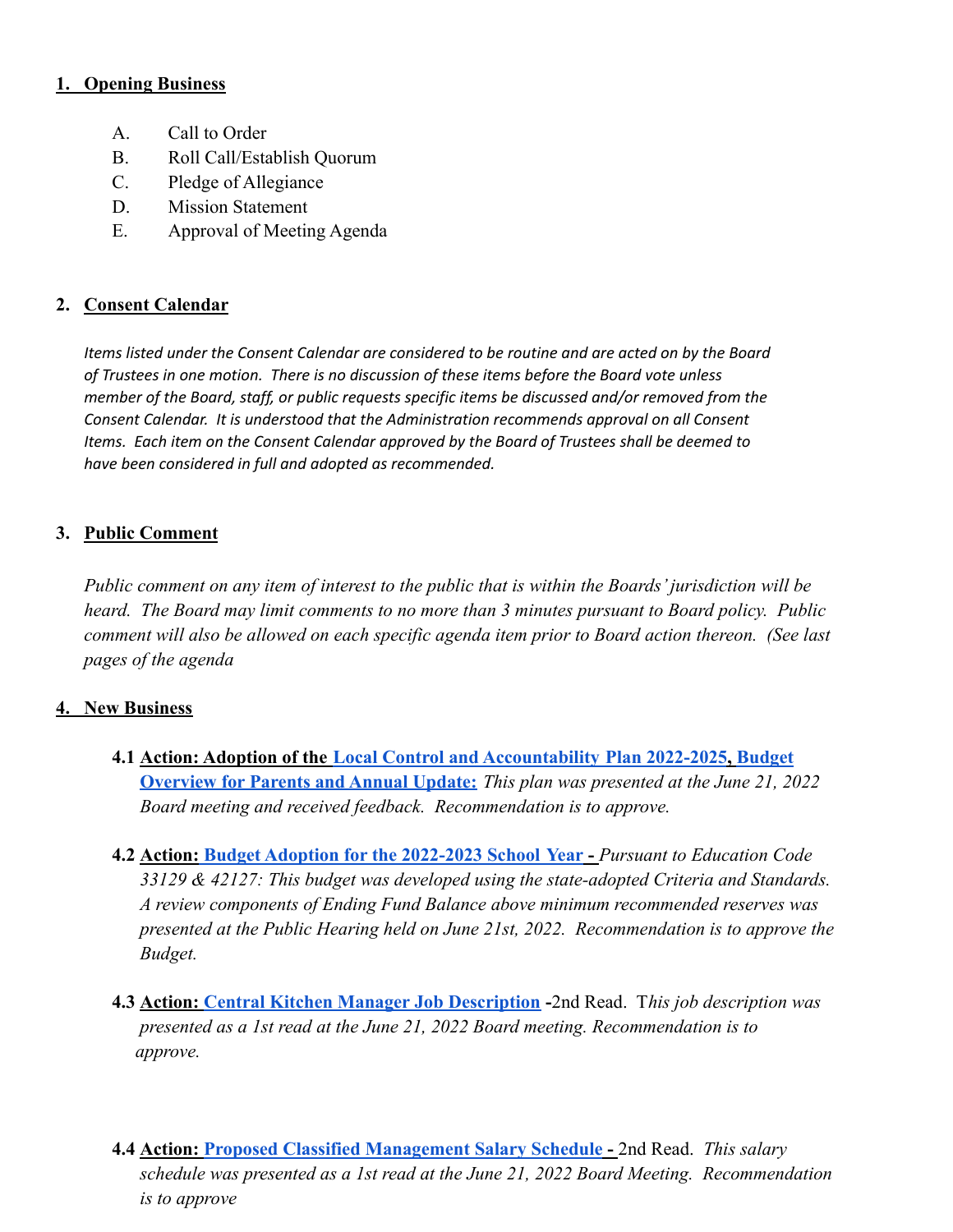## 1. Opening Business

A. Call to Order
B. Roll Call/Establish Quorum
C. Pledge of Allegiance
D. Mission Statement
E. Approval of Meeting Agenda

## 2. Consent Calendar

*Items listed under the Consent Calendar are considered to be routine and are acted on by the Board of Trustees in one motion. There is no discussion of these items before the Board vote unless member of the Board, staff, or public requests specific items be discussed and/or removed from the Consent Calendar. It is understood that the Administration recommends approval on all Consent Items. Each item on the Consent Calendar approved by the Board of Trustees shall be deemed to have been considered in full and adopted as recommended.*

## 3. Public Comment

*Public comment on any item of interest to the public that is within the Boards' jurisdiction will be heard. The Board may limit comments to no more than 3 minutes pursuant to Board policy. Public comment will also be allowed on each specific agenda item prior to Board action thereon. (See last pages of the agenda*

## 4. New Business

**4.1 Action: Adoption of the Local Control and Accountability Plan 2022-2025, Budget Overview for Parents and Annual Update:** *This plan was presented at the June 21, 2022 Board meeting and received feedback. Recommendation is to approve.*

**4.2 Action: Budget Adoption for the 2022-2023 School Year -** *Pursuant to Education Code 33129 & 42127: This budget was developed using the state-adopted Criteria and Standards. A review components of Ending Fund Balance above minimum recommended reserves was presented at the Public Hearing held on June 21st, 2022. Recommendation is to approve the Budget.*

**4.3 Action: Central Kitchen Manager Job Description -**2nd Read. T*his job description was presented as a 1st read at the June 21, 2022 Board meeting. Recommendation is to approve.*

**4.4 Action: Proposed Classified Management Salary Schedule -** 2nd Read. *This salary schedule was presented as a 1st read at the June 21, 2022 Board Meeting. Recommendation is to approve*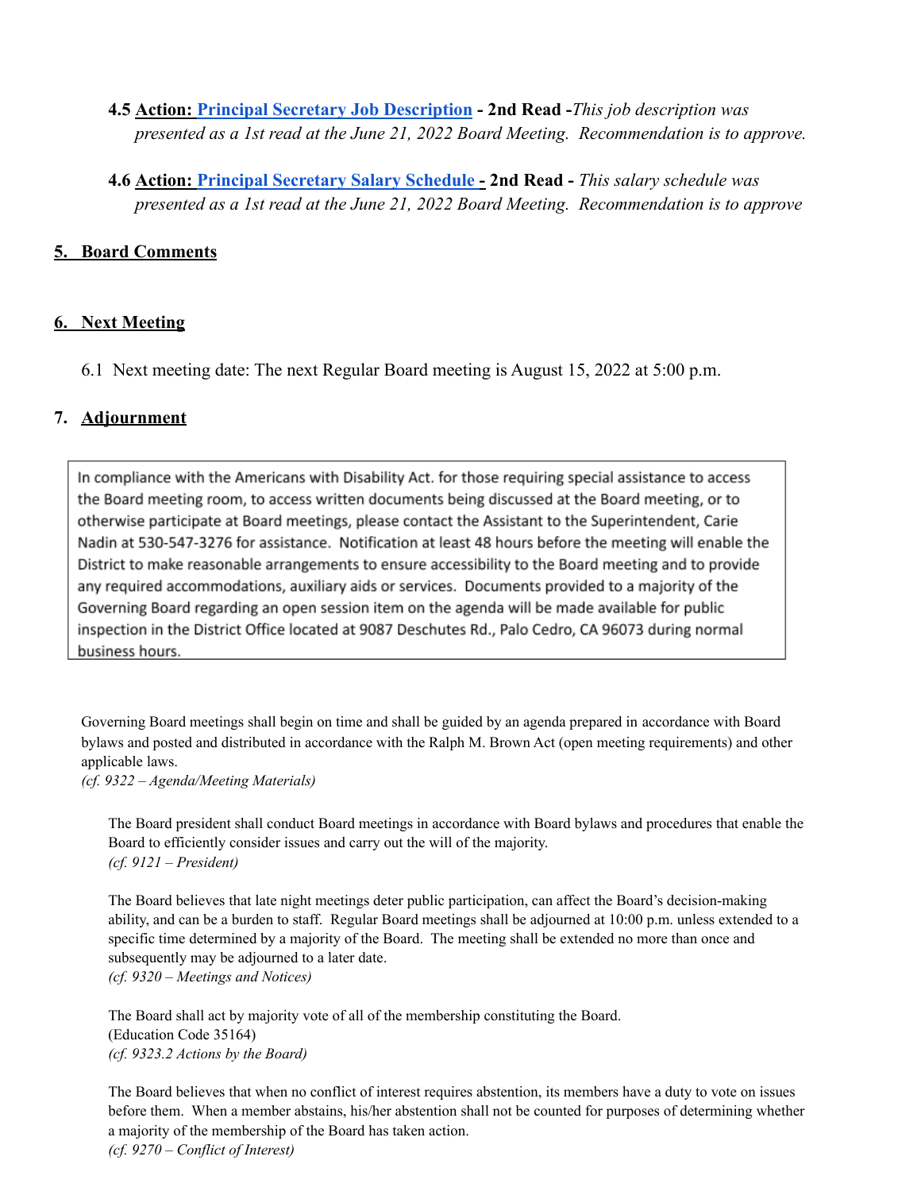**4.5 Action: Principal Secretary Job Description - 2nd Read -** *This job description was presented as a 1st read at the June 21, 2022 Board Meeting. Recommendation is to approve.*

**4.6 Action: Principal Secretary Salary Schedule - 2nd Read -** *This salary schedule was presented as a 1st read at the June 21, 2022 Board Meeting. Recommendation is to approve*

## 5. Board Comments

## 6. Next Meeting

6.1 Next meeting date: The next Regular Board meeting is August 15, 2022 at 5:00 p.m.

## 7. Adjournment

> In compliance with the Americans with Disability Act. for those requiring special assistance to access the Board meeting room, to access written documents being discussed at the Board meeting, or to otherwise participate at Board meetings, please contact the Assistant to the Superintendent, Carie Nadin at 530-547-3276 for assistance. Notification at least 48 hours before the meeting will enable the District to make reasonable arrangements to ensure accessibility to the Board meeting and to provide any required accommodations, auxiliary aids or services. Documents provided to a majority of the Governing Board regarding an open session item on the agenda will be made available for public inspection in the District Office located at 9087 Deschutes Rd., Palo Cedro, CA 96073 during normal business hours.

Governing Board meetings shall begin on time and shall be guided by an agenda prepared in accordance with Board bylaws and posted and distributed in accordance with the Ralph M. Brown Act (open meeting requirements) and other applicable laws.
*(cf. 9322 – Agenda/Meeting Materials)*

The Board president shall conduct Board meetings in accordance with Board bylaws and procedures that enable the Board to efficiently consider issues and carry out the will of the majority.
*(cf. 9121 – President)*

The Board believes that late night meetings deter public participation, can affect the Board's decision-making ability, and can be a burden to staff. Regular Board meetings shall be adjourned at 10:00 p.m. unless extended to a specific time determined by a majority of the Board. The meeting shall be extended no more than once and subsequently may be adjourned to a later date.
*(cf. 9320 – Meetings and Notices)*

The Board shall act by majority vote of all of the membership constituting the Board.
(Education Code 35164)
*(cf. 9323.2 Actions by the Board)*

The Board believes that when no conflict of interest requires abstention, its members have a duty to vote on issues before them. When a member abstains, his/her abstention shall not be counted for purposes of determining whether a majority of the membership of the Board has taken action.
*(cf. 9270 – Conflict of Interest)*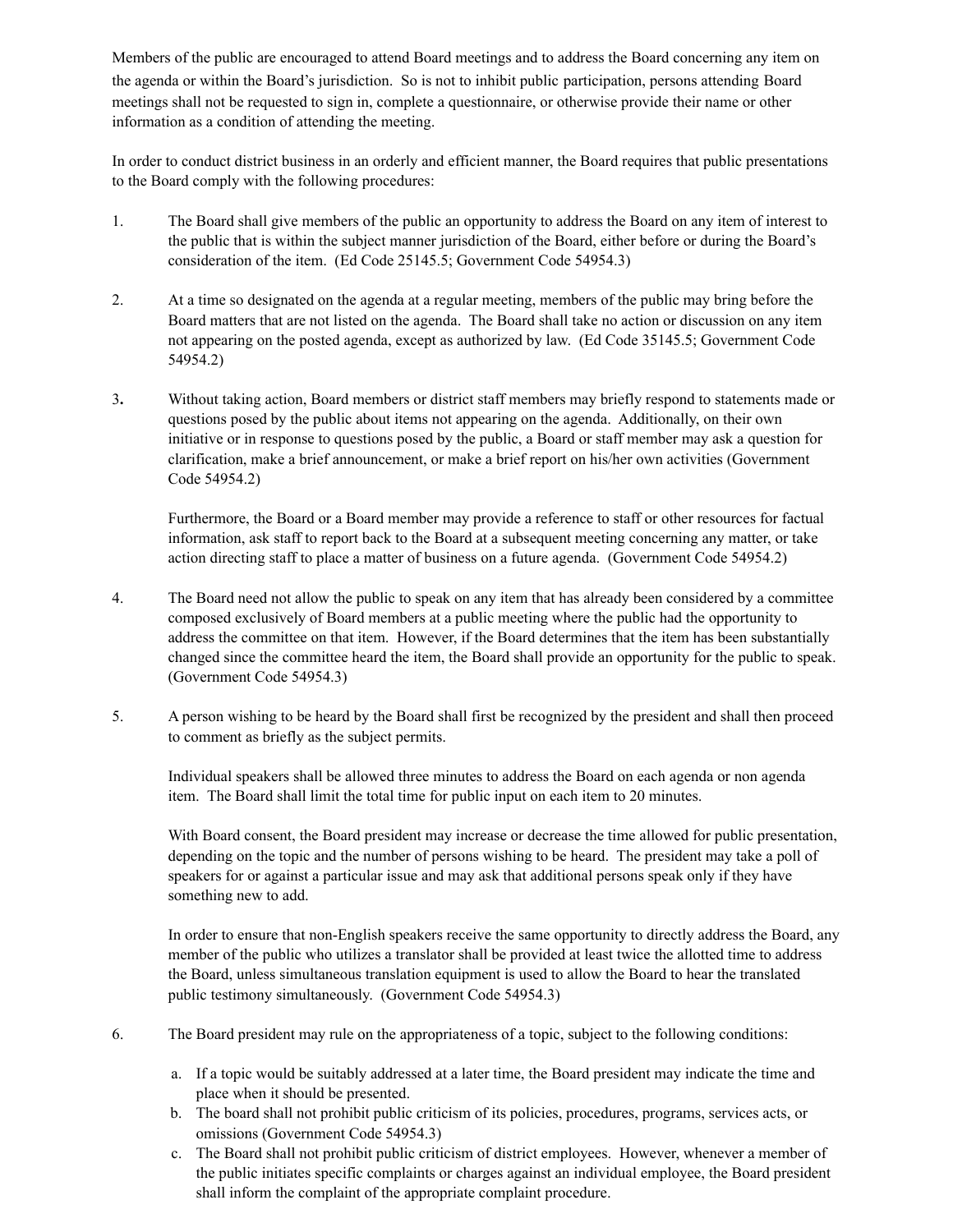Members of the public are encouraged to attend Board meetings and to address the Board concerning any item on the agenda or within the Board's jurisdiction. So is not to inhibit public participation, persons attending Board meetings shall not be requested to sign in, complete a questionnaire, or otherwise provide their name or other information as a condition of attending the meeting.

In order to conduct district business in an orderly and efficient manner, the Board requires that public presentations to the Board comply with the following procedures:

1. The Board shall give members of the public an opportunity to address the Board on any item of interest to the public that is within the subject manner jurisdiction of the Board, either before or during the Board's consideration of the item. (Ed Code 25145.5; Government Code 54954.3)

2. At a time so designated on the agenda at a regular meeting, members of the public may bring before the Board matters that are not listed on the agenda. The Board shall take no action or discussion on any item not appearing on the posted agenda, except as authorized by law. (Ed Code 35145.5; Government Code 54954.2)

3. Without taking action, Board members or district staff members may briefly respond to statements made or questions posed by the public about items not appearing on the agenda. Additionally, on their own initiative or in response to questions posed by the public, a Board or staff member may ask a question for clarification, make a brief announcement, or make a brief report on his/her own activities (Government Code 54954.2)

   Furthermore, the Board or a Board member may provide a reference to staff or other resources for factual information, ask staff to report back to the Board at a subsequent meeting concerning any matter, or take action directing staff to place a matter of business on a future agenda. (Government Code 54954.2)

4. The Board need not allow the public to speak on any item that has already been considered by a committee composed exclusively of Board members at a public meeting where the public had the opportunity to address the committee on that item. However, if the Board determines that the item has been substantially changed since the committee heard the item, the Board shall provide an opportunity for the public to speak. (Government Code 54954.3)

5. A person wishing to be heard by the Board shall first be recognized by the president and shall then proceed to comment as briefly as the subject permits.

   Individual speakers shall be allowed three minutes to address the Board on each agenda or non agenda item. The Board shall limit the total time for public input on each item to 20 minutes.

   With Board consent, the Board president may increase or decrease the time allowed for public presentation, depending on the topic and the number of persons wishing to be heard. The president may take a poll of speakers for or against a particular issue and may ask that additional persons speak only if they have something new to add.

   In order to ensure that non-English speakers receive the same opportunity to directly address the Board, any member of the public who utilizes a translator shall be provided at least twice the allotted time to address the Board, unless simultaneous translation equipment is used to allow the Board to hear the translated public testimony simultaneously. (Government Code 54954.3)

6. The Board president may rule on the appropriateness of a topic, subject to the following conditions:

   a. If a topic would be suitably addressed at a later time, the Board president may indicate the time and place when it should be presented.
   b. The board shall not prohibit public criticism of its policies, procedures, programs, services acts, or omissions (Government Code 54954.3)
   c. The Board shall not prohibit public criticism of district employees. However, whenever a member of the public initiates specific complaints or charges against an individual employee, the Board president shall inform the complaint of the appropriate complaint procedure.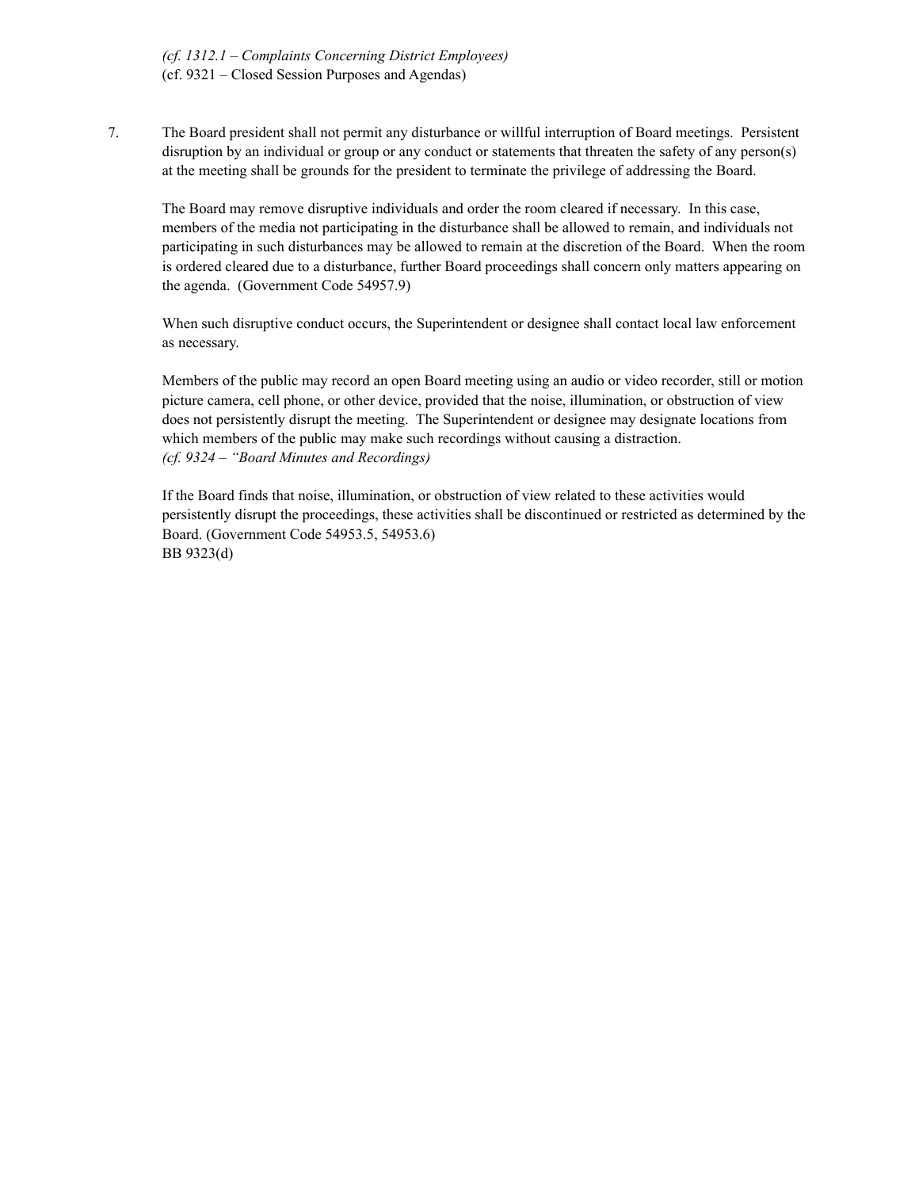*(cf. 1312.1 – Complaints Concerning District Employees)*
(cf. 9321 – Closed Session Purposes and Agendas)

7. The Board president shall not permit any disturbance or willful interruption of Board meetings. Persistent disruption by an individual or group or any conduct or statements that threaten the safety of any person(s) at the meeting shall be grounds for the president to terminate the privilege of addressing the Board.

   The Board may remove disruptive individuals and order the room cleared if necessary. In this case, members of the media not participating in the disturbance shall be allowed to remain, and individuals not participating in such disturbances may be allowed to remain at the discretion of the Board. When the room is ordered cleared due to a disturbance, further Board proceedings shall concern only matters appearing on the agenda. (Government Code 54957.9)

   When such disruptive conduct occurs, the Superintendent or designee shall contact local law enforcement as necessary.

   Members of the public may record an open Board meeting using an audio or video recorder, still or motion picture camera, cell phone, or other device, provided that the noise, illumination, or obstruction of view does not persistently disrupt the meeting. The Superintendent or designee may designate locations from which members of the public may make such recordings without causing a distraction.
   *(cf. 9324 – "Board Minutes and Recordings)*

   If the Board finds that noise, illumination, or obstruction of view related to these activities would persistently disrupt the proceedings, these activities shall be discontinued or restricted as determined by the Board. (Government Code 54953.5, 54953.6)
   BB 9323(d)